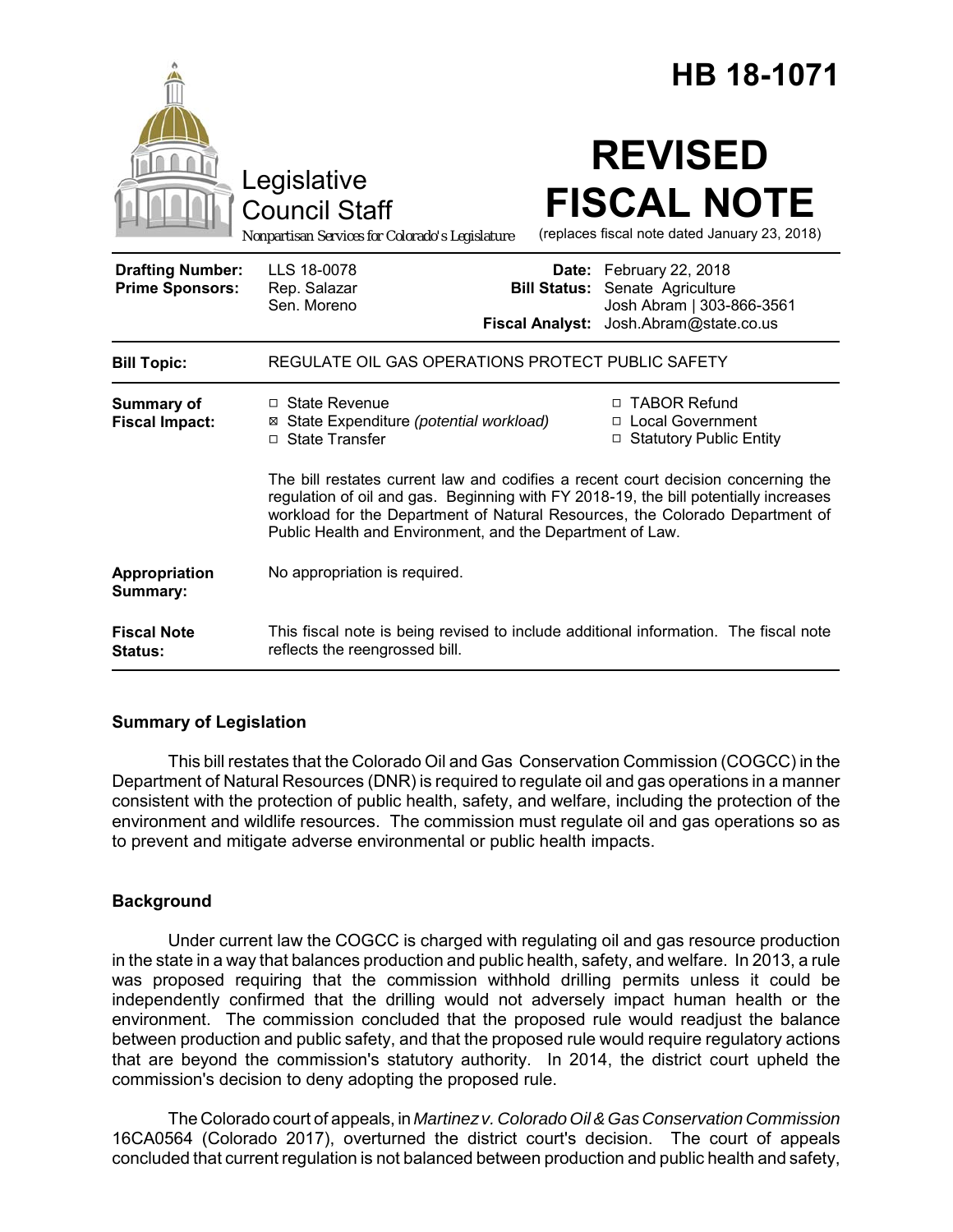# HB 18-1071

Legislative Council Staff

*Nonpartisan Services for Colorado's Legislature*

# REVISED FISCAL NOTE

(replaces fiscal note dated January 23, 2018)

| | | | |
|---|---|---|---|
| **Drafting Number:** | LLS 18-0078 | **Date:** | February 22, 2018 |
| **Prime Sponsors:** | Rep. Salazar<br>Sen. Moreno | **Bill Status:** | Senate Agriculture |
| | | **Fiscal Analyst:** | Josh Abram \| 303-866-3561<br>Josh.Abram@state.co.us |

| | |
|---|---|
| **Bill Topic:** | REGULATE OIL GAS OPERATIONS PROTECT PUBLIC SAFETY |
| **Summary of Fiscal Impact:** | ☐ State Revenue<br>☒ State Expenditure *(potential workload)*<br>☐ State Transfer<br>☐ TABOR Refund<br>☐ Local Government<br>☐ Statutory Public Entity<br><br>The bill restates current law and codifies a recent court decision concerning the regulation of oil and gas. Beginning with FY 2018-19, the bill potentially increases workload for the Department of Natural Resources, the Colorado Department of Public Health and Environment, and the Department of Law. |
| **Appropriation Summary:** | No appropriation is required. |
| **Fiscal Note Status:** | This fiscal note is being revised to include additional information. The fiscal note reflects the reengrossed bill. |

## Summary of Legislation

This bill restates that the Colorado Oil and Gas Conservation Commission (COGCC) in the Department of Natural Resources (DNR) is required to regulate oil and gas operations in a manner consistent with the protection of public health, safety, and welfare, including the protection of the environment and wildlife resources. The commission must regulate oil and gas operations so as to prevent and mitigate adverse environmental or public health impacts.

## Background

Under current law the COGCC is charged with regulating oil and gas resource production in the state in a way that balances production and public health, safety, and welfare. In 2013, a rule was proposed requiring that the commission withhold drilling permits unless it could be independently confirmed that the drilling would not adversely impact human health or the environment. The commission concluded that the proposed rule would readjust the balance between production and public safety, and that the proposed rule would require regulatory actions that are beyond the commission's statutory authority. In 2014, the district court upheld the commission's decision to deny adopting the proposed rule.

The Colorado court of appeals, in *Martinez v. Colorado Oil & Gas Conservation Commission* 16CA0564 (Colorado 2017), overturned the district court's decision. The court of appeals concluded that current regulation is not balanced between production and public health and safety,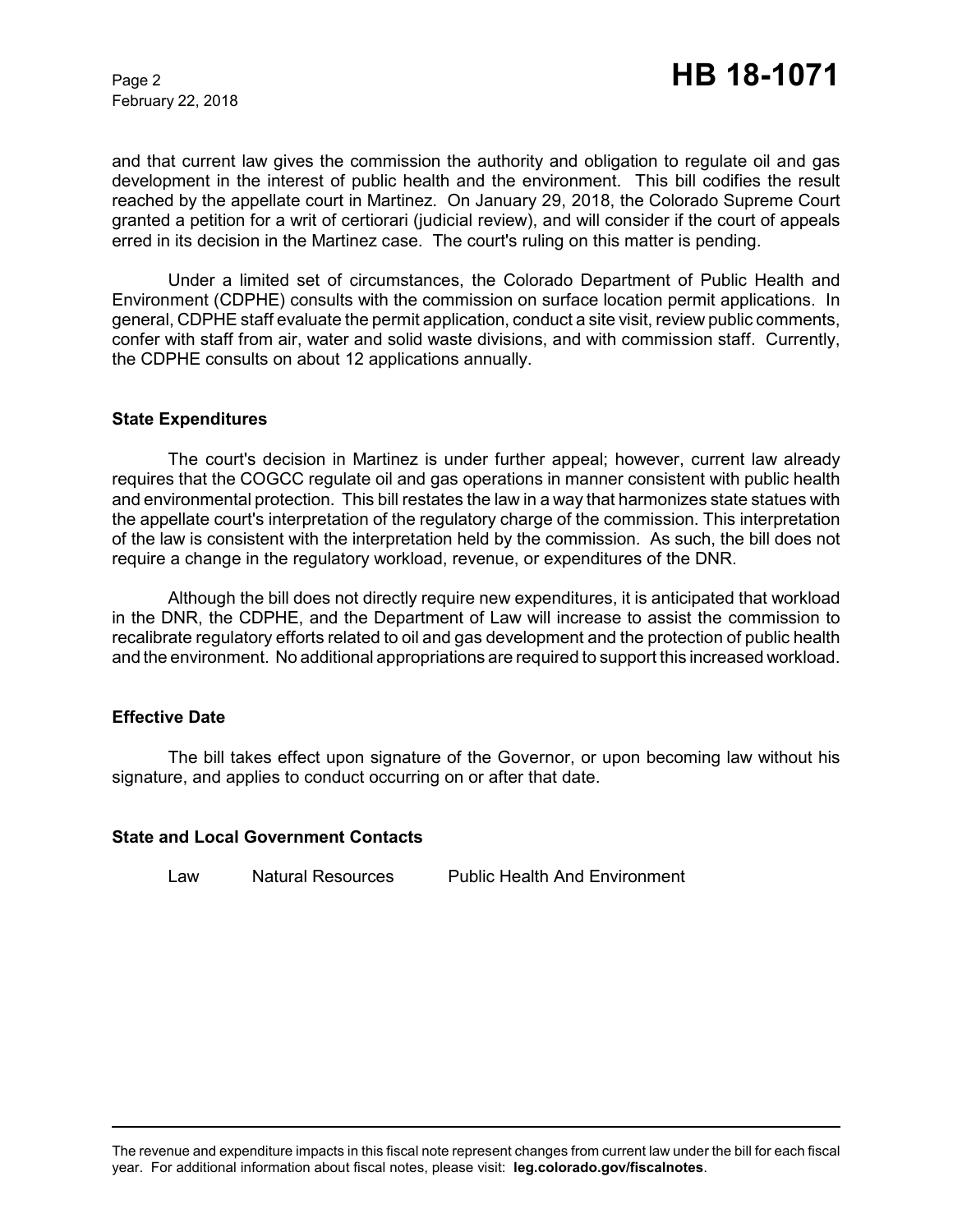and that current law gives the commission the authority and obligation to regulate oil and gas development in the interest of public health and the environment. This bill codifies the result reached by the appellate court in Martinez. On January 29, 2018, the Colorado Supreme Court granted a petition for a writ of certiorari (judicial review), and will consider if the court of appeals erred in its decision in the Martinez case. The court's ruling on this matter is pending.

Under a limited set of circumstances, the Colorado Department of Public Health and Environment (CDPHE) consults with the commission on surface location permit applications. In general, CDPHE staff evaluate the permit application, conduct a site visit, review public comments, confer with staff from air, water and solid waste divisions, and with commission staff. Currently, the CDPHE consults on about 12 applications annually.

### State Expenditures

The court's decision in Martinez is under further appeal; however, current law already requires that the COGCC regulate oil and gas operations in manner consistent with public health and environmental protection. This bill restates the law in a way that harmonizes state statues with the appellate court's interpretation of the regulatory charge of the commission. This interpretation of the law is consistent with the interpretation held by the commission. As such, the bill does not require a change in the regulatory workload, revenue, or expenditures of the DNR.

Although the bill does not directly require new expenditures, it is anticipated that workload in the DNR, the CDPHE, and the Department of Law will increase to assist the commission to recalibrate regulatory efforts related to oil and gas development and the protection of public health and the environment. No additional appropriations are required to support this increased workload.

### Effective Date

The bill takes effect upon signature of the Governor, or upon becoming law without his signature, and applies to conduct occurring on or after that date.

### State and Local Government Contacts

Law Natural Resources Public Health And Environment

The revenue and expenditure impacts in this fiscal note represent changes from current law under the bill for each fiscal year. For additional information about fiscal notes, please visit: **leg.colorado.gov/fiscalnotes**.